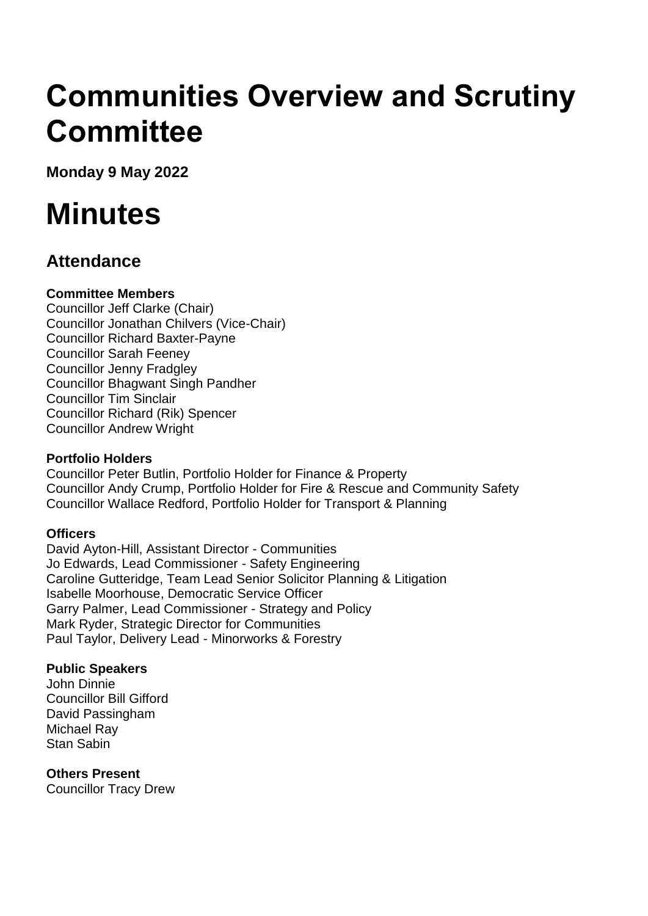# Communities Overview and Scrutiny Committee

**Monday 9 May 2022**

# Minutes

## Attendance

**Committee Members**
Councillor Jeff Clarke (Chair)
Councillor Jonathan Chilvers (Vice-Chair)
Councillor Richard Baxter-Payne
Councillor Sarah Feeney
Councillor Jenny Fradgley
Councillor Bhagwant Singh Pandher
Councillor Tim Sinclair
Councillor Richard (Rik) Spencer
Councillor Andrew Wright

**Portfolio Holders**
Councillor Peter Butlin, Portfolio Holder for Finance & Property
Councillor Andy Crump, Portfolio Holder for Fire & Rescue and Community Safety
Councillor Wallace Redford, Portfolio Holder for Transport & Planning

**Officers**
David Ayton-Hill, Assistant Director - Communities
Jo Edwards, Lead Commissioner - Safety Engineering
Caroline Gutteridge, Team Lead Senior Solicitor Planning & Litigation
Isabelle Moorhouse, Democratic Service Officer
Garry Palmer, Lead Commissioner - Strategy and Policy
Mark Ryder, Strategic Director for Communities
Paul Taylor, Delivery Lead - Minorworks & Forestry

**Public Speakers**
John Dinnie
Councillor Bill Gifford
David Passingham
Michael Ray
Stan Sabin

**Others Present**
Councillor Tracy Drew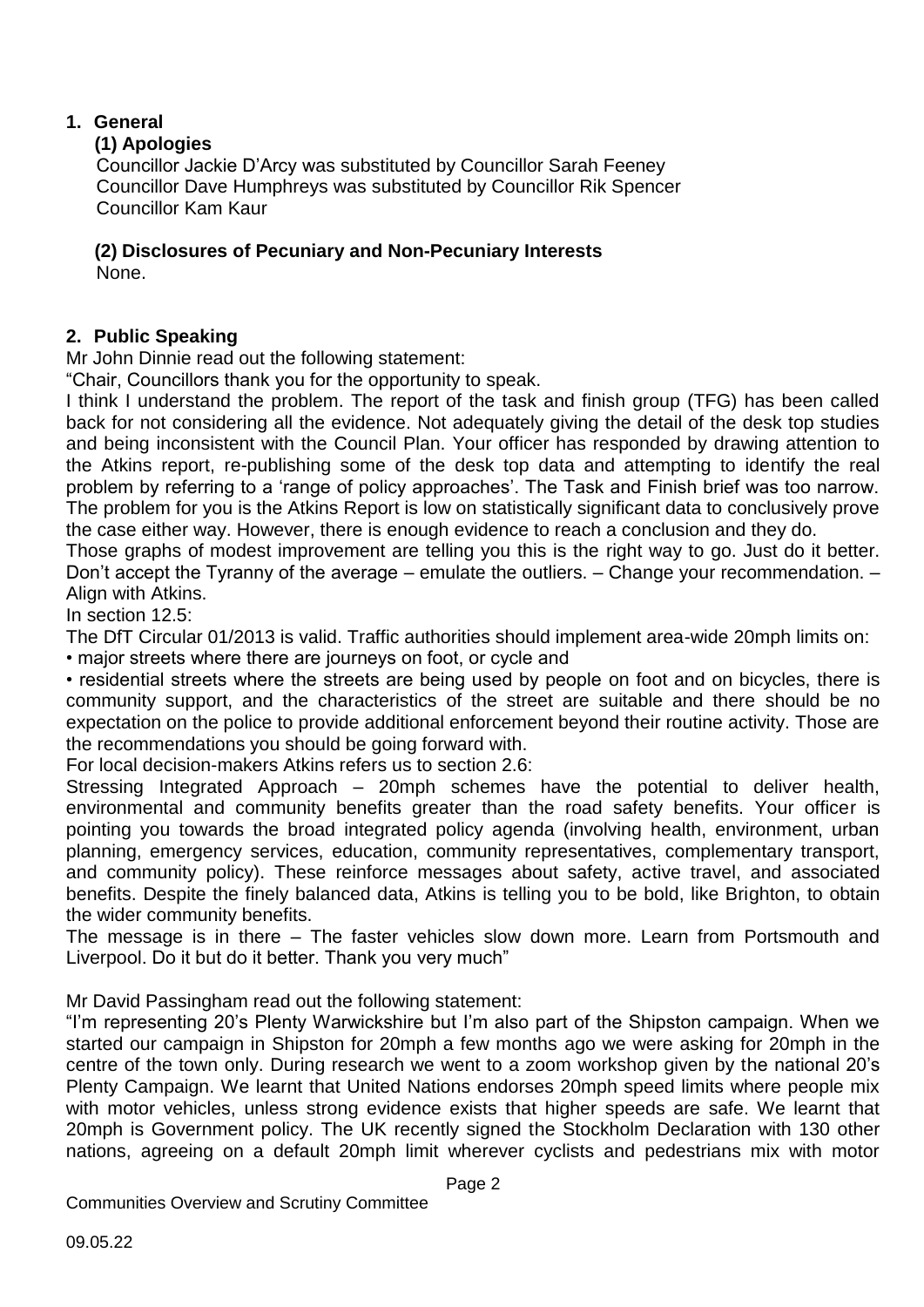## 1. General

### (1) Apologies

Councillor Jackie D'Arcy was substituted by Councillor Sarah Feeney
Councillor Dave Humphreys was substituted by Councillor Rik Spencer
Councillor Kam Kaur

### (2) Disclosures of Pecuniary and Non-Pecuniary Interests

None.

## 2. Public Speaking

Mr John Dinnie read out the following statement:

"Chair, Councillors thank you for the opportunity to speak.

I think I understand the problem. The report of the task and finish group (TFG) has been called back for not considering all the evidence. Not adequately giving the detail of the desk top studies and being inconsistent with the Council Plan. Your officer has responded by drawing attention to the Atkins report, re-publishing some of the desk top data and attempting to identify the real problem by referring to a 'range of policy approaches'. The Task and Finish brief was too narrow. The problem for you is the Atkins Report is low on statistically significant data to conclusively prove the case either way. However, there is enough evidence to reach a conclusion and they do.

Those graphs of modest improvement are telling you this is the right way to go. Just do it better. Don't accept the Tyranny of the average – emulate the outliers. – Change your recommendation. – Align with Atkins.

In section 12.5:

The DfT Circular 01/2013 is valid. Traffic authorities should implement area-wide 20mph limits on:

- major streets where there are journeys on foot, or cycle and
- residential streets where the streets are being used by people on foot and on bicycles, there is community support, and the characteristics of the street are suitable and there should be no expectation on the police to provide additional enforcement beyond their routine activity. Those are the recommendations you should be going forward with.

For local decision-makers Atkins refers us to section 2.6:

Stressing Integrated Approach – 20mph schemes have the potential to deliver health, environmental and community benefits greater than the road safety benefits. Your officer is pointing you towards the broad integrated policy agenda (involving health, environment, urban planning, emergency services, education, community representatives, complementary transport, and community policy). These reinforce messages about safety, active travel, and associated benefits. Despite the finely balanced data, Atkins is telling you to be bold, like Brighton, to obtain the wider community benefits.

The message is in there – The faster vehicles slow down more. Learn from Portsmouth and Liverpool. Do it but do it better. Thank you very much"

Mr David Passingham read out the following statement:

"I'm representing 20's Plenty Warwickshire but I'm also part of the Shipston campaign. When we started our campaign in Shipston for 20mph a few months ago we were asking for 20mph in the centre of the town only. During research we went to a zoom workshop given by the national 20's Plenty Campaign. We learnt that United Nations endorses 20mph speed limits where people mix with motor vehicles, unless strong evidence exists that higher speeds are safe. We learnt that 20mph is Government policy. The UK recently signed the Stockholm Declaration with 130 other nations, agreeing on a default 20mph limit wherever cyclists and pedestrians mix with motor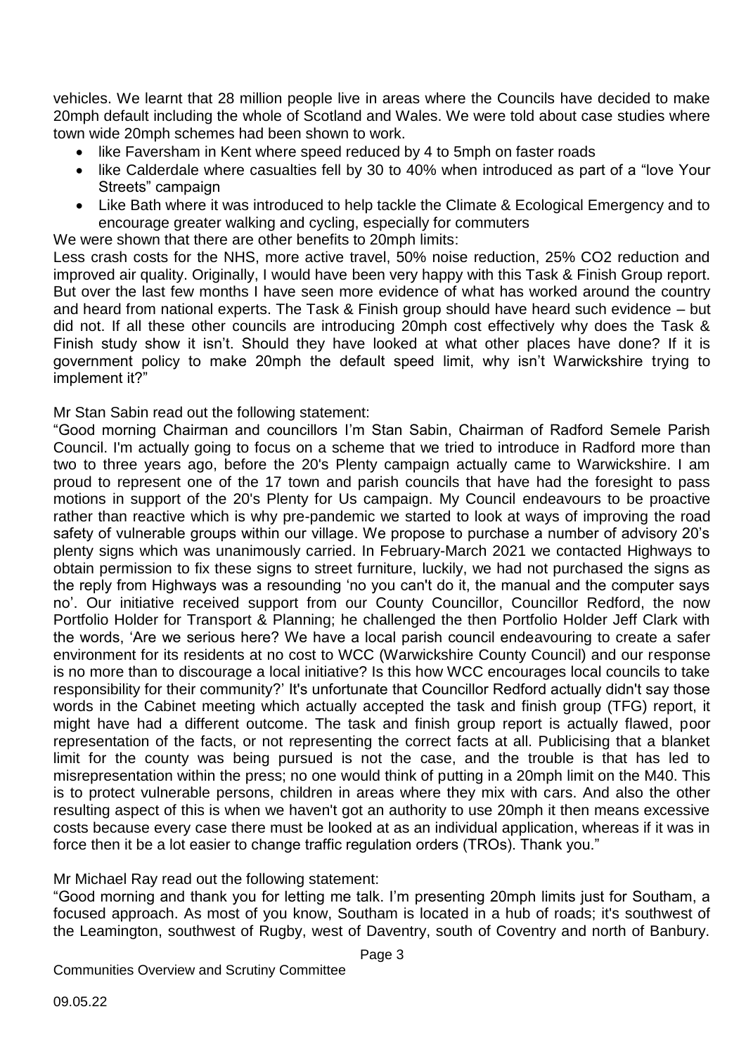vehicles. We learnt that 28 million people live in areas where the Councils have decided to make 20mph default including the whole of Scotland and Wales. We were told about case studies where town wide 20mph schemes had been shown to work.

- like Faversham in Kent where speed reduced by 4 to 5mph on faster roads
- like Calderdale where casualties fell by 30 to 40% when introduced as part of a "love Your Streets" campaign
- Like Bath where it was introduced to help tackle the Climate & Ecological Emergency and to encourage greater walking and cycling, especially for commuters

We were shown that there are other benefits to 20mph limits:
Less crash costs for the NHS, more active travel, 50% noise reduction, 25% CO2 reduction and improved air quality. Originally, I would have been very happy with this Task & Finish Group report. But over the last few months I have seen more evidence of what has worked around the country and heard from national experts. The Task & Finish group should have heard such evidence – but did not. If all these other councils are introducing 20mph cost effectively why does the Task & Finish study show it isn't. Should they have looked at what other places have done? If it is government policy to make 20mph the default speed limit, why isn't Warwickshire trying to implement it?"

Mr Stan Sabin read out the following statement:
"Good morning Chairman and councillors I'm Stan Sabin, Chairman of Radford Semele Parish Council. I'm actually going to focus on a scheme that we tried to introduce in Radford more than two to three years ago, before the 20's Plenty campaign actually came to Warwickshire. I am proud to represent one of the 17 town and parish councils that have had the foresight to pass motions in support of the 20's Plenty for Us campaign. My Council endeavours to be proactive rather than reactive which is why pre-pandemic we started to look at ways of improving the road safety of vulnerable groups within our village. We propose to purchase a number of advisory 20's plenty signs which was unanimously carried. In February-March 2021 we contacted Highways to obtain permission to fix these signs to street furniture, luckily, we had not purchased the signs as the reply from Highways was a resounding 'no you can't do it, the manual and the computer says no'. Our initiative received support from our County Councillor, Councillor Redford, the now Portfolio Holder for Transport & Planning; he challenged the then Portfolio Holder Jeff Clark with the words, 'Are we serious here? We have a local parish council endeavouring to create a safer environment for its residents at no cost to WCC (Warwickshire County Council) and our response is no more than to discourage a local initiative? Is this how WCC encourages local councils to take responsibility for their community?' It's unfortunate that Councillor Redford actually didn't say those words in the Cabinet meeting which actually accepted the task and finish group (TFG) report, it might have had a different outcome. The task and finish group report is actually flawed, poor representation of the facts, or not representing the correct facts at all. Publicising that a blanket limit for the county was being pursued is not the case, and the trouble is that has led to misrepresentation within the press; no one would think of putting in a 20mph limit on the M40. This is to protect vulnerable persons, children in areas where they mix with cars. And also the other resulting aspect of this is when we haven't got an authority to use 20mph it then means excessive costs because every case there must be looked at as an individual application, whereas if it was in force then it be a lot easier to change traffic regulation orders (TROs). Thank you."

Mr Michael Ray read out the following statement:
"Good morning and thank you for letting me talk. I'm presenting 20mph limits just for Southam, a focused approach. As most of you know, Southam is located in a hub of roads; it's southwest of the Leamington, southwest of Rugby, west of Daventry, south of Coventry and north of Banbury.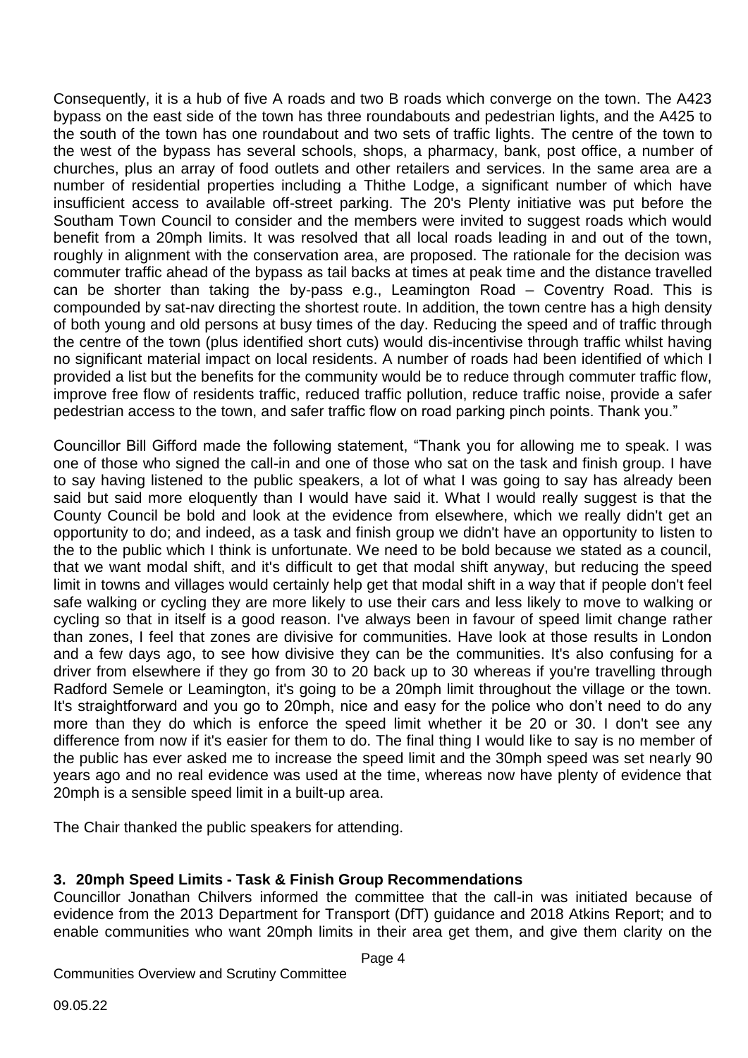Consequently, it is a hub of five A roads and two B roads which converge on the town. The A423 bypass on the east side of the town has three roundabouts and pedestrian lights, and the A425 to the south of the town has one roundabout and two sets of traffic lights. The centre of the town to the west of the bypass has several schools, shops, a pharmacy, bank, post office, a number of churches, plus an array of food outlets and other retailers and services. In the same area are a number of residential properties including a Thithe Lodge, a significant number of which have insufficient access to available off-street parking. The 20's Plenty initiative was put before the Southam Town Council to consider and the members were invited to suggest roads which would benefit from a 20mph limits. It was resolved that all local roads leading in and out of the town, roughly in alignment with the conservation area, are proposed. The rationale for the decision was commuter traffic ahead of the bypass as tail backs at times at peak time and the distance travelled can be shorter than taking the by-pass e.g., Leamington Road – Coventry Road. This is compounded by sat-nav directing the shortest route. In addition, the town centre has a high density of both young and old persons at busy times of the day. Reducing the speed and of traffic through the centre of the town (plus identified short cuts) would dis-incentivise through traffic whilst having no significant material impact on local residents. A number of roads had been identified of which I provided a list but the benefits for the community would be to reduce through commuter traffic flow, improve free flow of residents traffic, reduced traffic pollution, reduce traffic noise, provide a safer pedestrian access to the town, and safer traffic flow on road parking pinch points. Thank you."

Councillor Bill Gifford made the following statement, "Thank you for allowing me to speak. I was one of those who signed the call-in and one of those who sat on the task and finish group. I have to say having listened to the public speakers, a lot of what I was going to say has already been said but said more eloquently than I would have said it. What I would really suggest is that the County Council be bold and look at the evidence from elsewhere, which we really didn't get an opportunity to do; and indeed, as a task and finish group we didn't have an opportunity to listen to the to the public which I think is unfortunate. We need to be bold because we stated as a council, that we want modal shift, and it's difficult to get that modal shift anyway, but reducing the speed limit in towns and villages would certainly help get that modal shift in a way that if people don't feel safe walking or cycling they are more likely to use their cars and less likely to move to walking or cycling so that in itself is a good reason. I've always been in favour of speed limit change rather than zones, I feel that zones are divisive for communities. Have look at those results in London and a few days ago, to see how divisive they can be the communities. It's also confusing for a driver from elsewhere if they go from 30 to 20 back up to 30 whereas if you're travelling through Radford Semele or Leamington, it's going to be a 20mph limit throughout the village or the town. It's straightforward and you go to 20mph, nice and easy for the police who don't need to do any more than they do which is enforce the speed limit whether it be 20 or 30. I don't see any difference from now if it's easier for them to do. The final thing I would like to say is no member of the public has ever asked me to increase the speed limit and the 30mph speed was set nearly 90 years ago and no real evidence was used at the time, whereas now have plenty of evidence that 20mph is a sensible speed limit in a built-up area.

The Chair thanked the public speakers for attending.

### 3. 20mph Speed Limits - Task & Finish Group Recommendations

Councillor Jonathan Chilvers informed the committee that the call-in was initiated because of evidence from the 2013 Department for Transport (DfT) guidance and 2018 Atkins Report; and to enable communities who want 20mph limits in their area get them, and give them clarity on the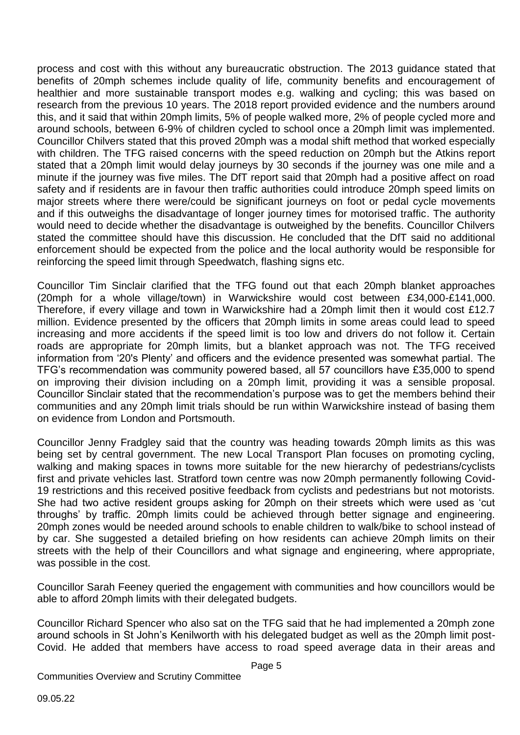process and cost with this without any bureaucratic obstruction. The 2013 guidance stated that benefits of 20mph schemes include quality of life, community benefits and encouragement of healthier and more sustainable transport modes e.g. walking and cycling; this was based on research from the previous 10 years. The 2018 report provided evidence and the numbers around this, and it said that within 20mph limits, 5% of people walked more, 2% of people cycled more and around schools, between 6-9% of children cycled to school once a 20mph limit was implemented. Councillor Chilvers stated that this proved 20mph was a modal shift method that worked especially with children. The TFG raised concerns with the speed reduction on 20mph but the Atkins report stated that a 20mph limit would delay journeys by 30 seconds if the journey was one mile and a minute if the journey was five miles. The DfT report said that 20mph had a positive affect on road safety and if residents are in favour then traffic authorities could introduce 20mph speed limits on major streets where there were/could be significant journeys on foot or pedal cycle movements and if this outweighs the disadvantage of longer journey times for motorised traffic. The authority would need to decide whether the disadvantage is outweighed by the benefits. Councillor Chilvers stated the committee should have this discussion. He concluded that the DfT said no additional enforcement should be expected from the police and the local authority would be responsible for reinforcing the speed limit through Speedwatch, flashing signs etc.

Councillor Tim Sinclair clarified that the TFG found out that each 20mph blanket approaches (20mph for a whole village/town) in Warwickshire would cost between £34,000-£141,000. Therefore, if every village and town in Warwickshire had a 20mph limit then it would cost £12.7 million. Evidence presented by the officers that 20mph limits in some areas could lead to speed increasing and more accidents if the speed limit is too low and drivers do not follow it. Certain roads are appropriate for 20mph limits, but a blanket approach was not. The TFG received information from '20's Plenty' and officers and the evidence presented was somewhat partial. The TFG's recommendation was community powered based, all 57 councillors have £35,000 to spend on improving their division including on a 20mph limit, providing it was a sensible proposal. Councillor Sinclair stated that the recommendation's purpose was to get the members behind their communities and any 20mph limit trials should be run within Warwickshire instead of basing them on evidence from London and Portsmouth.

Councillor Jenny Fradgley said that the country was heading towards 20mph limits as this was being set by central government. The new Local Transport Plan focuses on promoting cycling, walking and making spaces in towns more suitable for the new hierarchy of pedestrians/cyclists first and private vehicles last. Stratford town centre was now 20mph permanently following Covid-19 restrictions and this received positive feedback from cyclists and pedestrians but not motorists. She had two active resident groups asking for 20mph on their streets which were used as 'cut throughs' by traffic. 20mph limits could be achieved through better signage and engineering. 20mph zones would be needed around schools to enable children to walk/bike to school instead of by car. She suggested a detailed briefing on how residents can achieve 20mph limits on their streets with the help of their Councillors and what signage and engineering, where appropriate, was possible in the cost.

Councillor Sarah Feeney queried the engagement with communities and how councillors would be able to afford 20mph limits with their delegated budgets.

Councillor Richard Spencer who also sat on the TFG said that he had implemented a 20mph zone around schools in St John's Kenilworth with his delegated budget as well as the 20mph limit post-Covid. He added that members have access to road speed average data in their areas and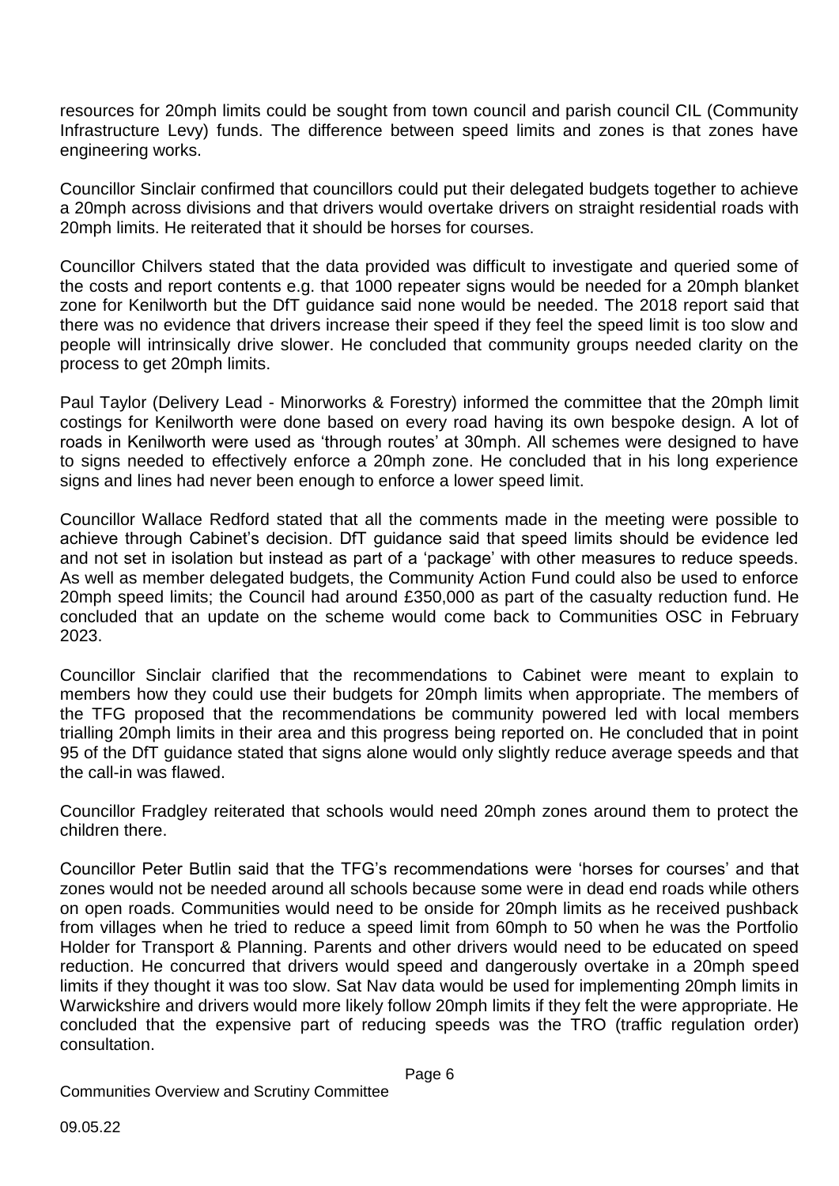resources for 20mph limits could be sought from town council and parish council CIL (Community Infrastructure Levy) funds. The difference between speed limits and zones is that zones have engineering works.

Councillor Sinclair confirmed that councillors could put their delegated budgets together to achieve a 20mph across divisions and that drivers would overtake drivers on straight residential roads with 20mph limits. He reiterated that it should be horses for courses.

Councillor Chilvers stated that the data provided was difficult to investigate and queried some of the costs and report contents e.g. that 1000 repeater signs would be needed for a 20mph blanket zone for Kenilworth but the DfT guidance said none would be needed. The 2018 report said that there was no evidence that drivers increase their speed if they feel the speed limit is too slow and people will intrinsically drive slower. He concluded that community groups needed clarity on the process to get 20mph limits.

Paul Taylor (Delivery Lead - Minorworks & Forestry) informed the committee that the 20mph limit costings for Kenilworth were done based on every road having its own bespoke design. A lot of roads in Kenilworth were used as 'through routes' at 30mph. All schemes were designed to have to signs needed to effectively enforce a 20mph zone. He concluded that in his long experience signs and lines had never been enough to enforce a lower speed limit.

Councillor Wallace Redford stated that all the comments made in the meeting were possible to achieve through Cabinet's decision. DfT guidance said that speed limits should be evidence led and not set in isolation but instead as part of a 'package' with other measures to reduce speeds. As well as member delegated budgets, the Community Action Fund could also be used to enforce 20mph speed limits; the Council had around £350,000 as part of the casualty reduction fund. He concluded that an update on the scheme would come back to Communities OSC in February 2023.

Councillor Sinclair clarified that the recommendations to Cabinet were meant to explain to members how they could use their budgets for 20mph limits when appropriate. The members of the TFG proposed that the recommendations be community powered led with local members trialling 20mph limits in their area and this progress being reported on. He concluded that in point 95 of the DfT guidance stated that signs alone would only slightly reduce average speeds and that the call-in was flawed.

Councillor Fradgley reiterated that schools would need 20mph zones around them to protect the children there.

Councillor Peter Butlin said that the TFG's recommendations were 'horses for courses' and that zones would not be needed around all schools because some were in dead end roads while others on open roads. Communities would need to be onside for 20mph limits as he received pushback from villages when he tried to reduce a speed limit from 60mph to 50 when he was the Portfolio Holder for Transport & Planning. Parents and other drivers would need to be educated on speed reduction. He concurred that drivers would speed and dangerously overtake in a 20mph speed limits if they thought it was too slow. Sat Nav data would be used for implementing 20mph limits in Warwickshire and drivers would more likely follow 20mph limits if they felt the were appropriate. He concluded that the expensive part of reducing speeds was the TRO (traffic regulation order) consultation.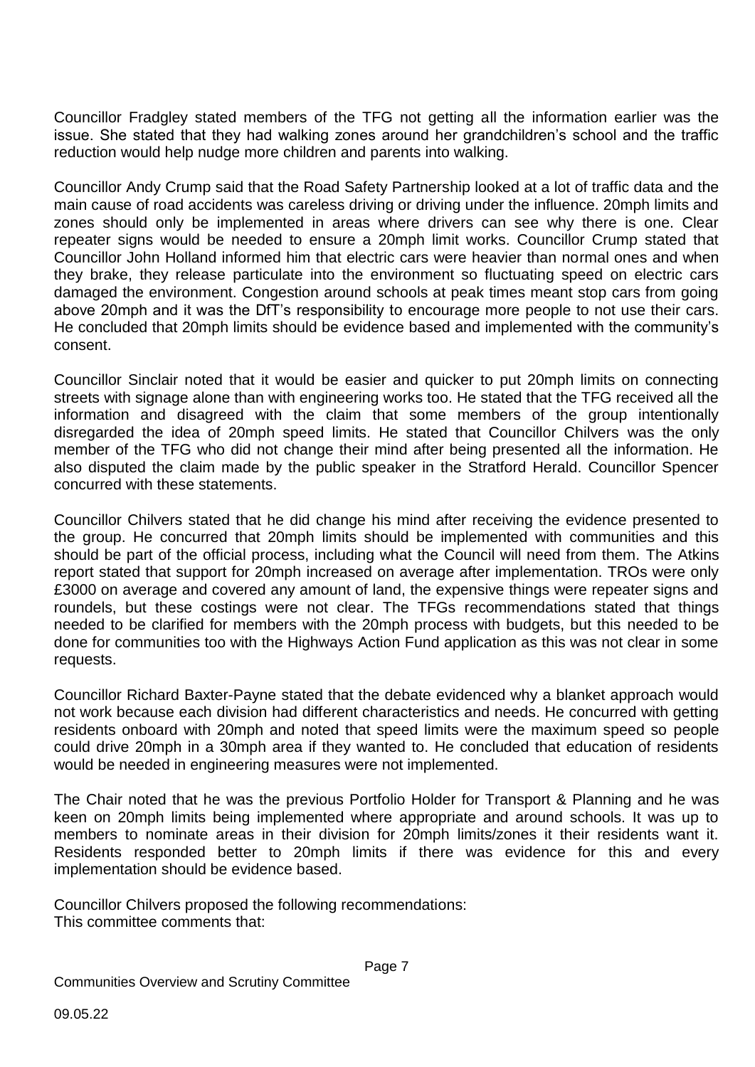Councillor Fradgley stated members of the TFG not getting all the information earlier was the issue. She stated that they had walking zones around her grandchildren's school and the traffic reduction would help nudge more children and parents into walking.

Councillor Andy Crump said that the Road Safety Partnership looked at a lot of traffic data and the main cause of road accidents was careless driving or driving under the influence. 20mph limits and zones should only be implemented in areas where drivers can see why there is one. Clear repeater signs would be needed to ensure a 20mph limit works. Councillor Crump stated that Councillor John Holland informed him that electric cars were heavier than normal ones and when they brake, they release particulate into the environment so fluctuating speed on electric cars damaged the environment. Congestion around schools at peak times meant stop cars from going above 20mph and it was the DfT's responsibility to encourage more people to not use their cars. He concluded that 20mph limits should be evidence based and implemented with the community's consent.

Councillor Sinclair noted that it would be easier and quicker to put 20mph limits on connecting streets with signage alone than with engineering works too. He stated that the TFG received all the information and disagreed with the claim that some members of the group intentionally disregarded the idea of 20mph speed limits. He stated that Councillor Chilvers was the only member of the TFG who did not change their mind after being presented all the information. He also disputed the claim made by the public speaker in the Stratford Herald. Councillor Spencer concurred with these statements.

Councillor Chilvers stated that he did change his mind after receiving the evidence presented to the group. He concurred that 20mph limits should be implemented with communities and this should be part of the official process, including what the Council will need from them. The Atkins report stated that support for 20mph increased on average after implementation. TROs were only £3000 on average and covered any amount of land, the expensive things were repeater signs and roundels, but these costings were not clear. The TFGs recommendations stated that things needed to be clarified for members with the 20mph process with budgets, but this needed to be done for communities too with the Highways Action Fund application as this was not clear in some requests.

Councillor Richard Baxter-Payne stated that the debate evidenced why a blanket approach would not work because each division had different characteristics and needs. He concurred with getting residents onboard with 20mph and noted that speed limits were the maximum speed so people could drive 20mph in a 30mph area if they wanted to. He concluded that education of residents would be needed in engineering measures were not implemented.

The Chair noted that he was the previous Portfolio Holder for Transport & Planning and he was keen on 20mph limits being implemented where appropriate and around schools. It was up to members to nominate areas in their division for 20mph limits/zones it their residents want it. Residents responded better to 20mph limits if there was evidence for this and every implementation should be evidence based.

Councillor Chilvers proposed the following recommendations:
This committee comments that: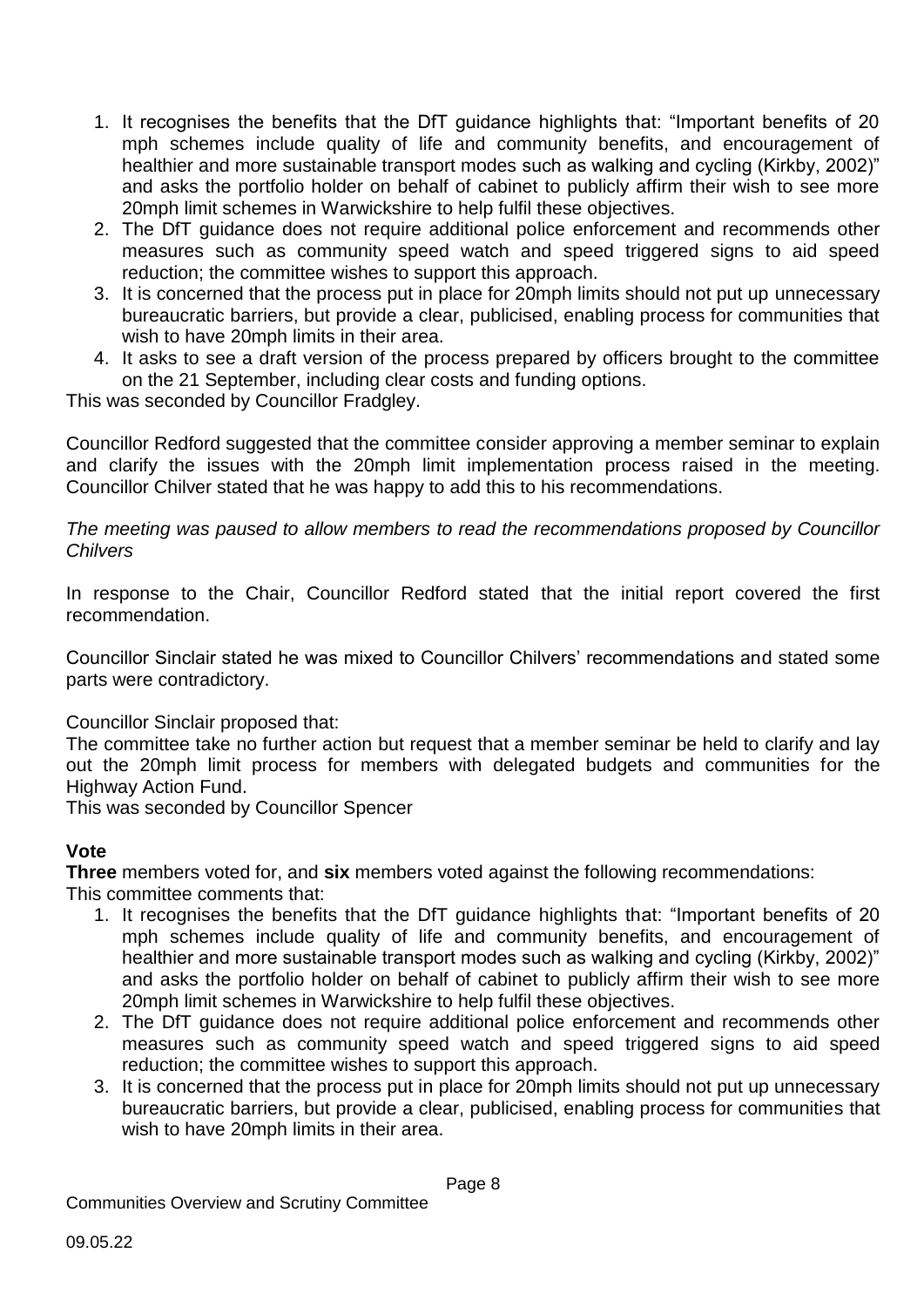1. It recognises the benefits that the DfT guidance highlights that: "Important benefits of 20 mph schemes include quality of life and community benefits, and encouragement of healthier and more sustainable transport modes such as walking and cycling (Kirkby, 2002)" and asks the portfolio holder on behalf of cabinet to publicly affirm their wish to see more 20mph limit schemes in Warwickshire to help fulfil these objectives.
2. The DfT guidance does not require additional police enforcement and recommends other measures such as community speed watch and speed triggered signs to aid speed reduction; the committee wishes to support this approach.
3. It is concerned that the process put in place for 20mph limits should not put up unnecessary bureaucratic barriers, but provide a clear, publicised, enabling process for communities that wish to have 20mph limits in their area.
4. It asks to see a draft version of the process prepared by officers brought to the committee on the 21 September, including clear costs and funding options.

This was seconded by Councillor Fradgley.

Councillor Redford suggested that the committee consider approving a member seminar to explain and clarify the issues with the 20mph limit implementation process raised in the meeting. Councillor Chilver stated that he was happy to add this to his recommendations.

*The meeting was paused to allow members to read the recommendations proposed by Councillor Chilvers*

In response to the Chair, Councillor Redford stated that the initial report covered the first recommendation.

Councillor Sinclair stated he was mixed to Councillor Chilvers' recommendations and stated some parts were contradictory.

Councillor Sinclair proposed that:
The committee take no further action but request that a member seminar be held to clarify and lay out the 20mph limit process for members with delegated budgets and communities for the Highway Action Fund.
This was seconded by Councillor Spencer

**Vote**

**Three** members voted for, and **six** members voted against the following recommendations:
This committee comments that:

1. It recognises the benefits that the DfT guidance highlights that: "Important benefits of 20 mph schemes include quality of life and community benefits, and encouragement of healthier and more sustainable transport modes such as walking and cycling (Kirkby, 2002)" and asks the portfolio holder on behalf of cabinet to publicly affirm their wish to see more 20mph limit schemes in Warwickshire to help fulfil these objectives.
2. The DfT guidance does not require additional police enforcement and recommends other measures such as community speed watch and speed triggered signs to aid speed reduction; the committee wishes to support this approach.
3. It is concerned that the process put in place for 20mph limits should not put up unnecessary bureaucratic barriers, but provide a clear, publicised, enabling process for communities that wish to have 20mph limits in their area.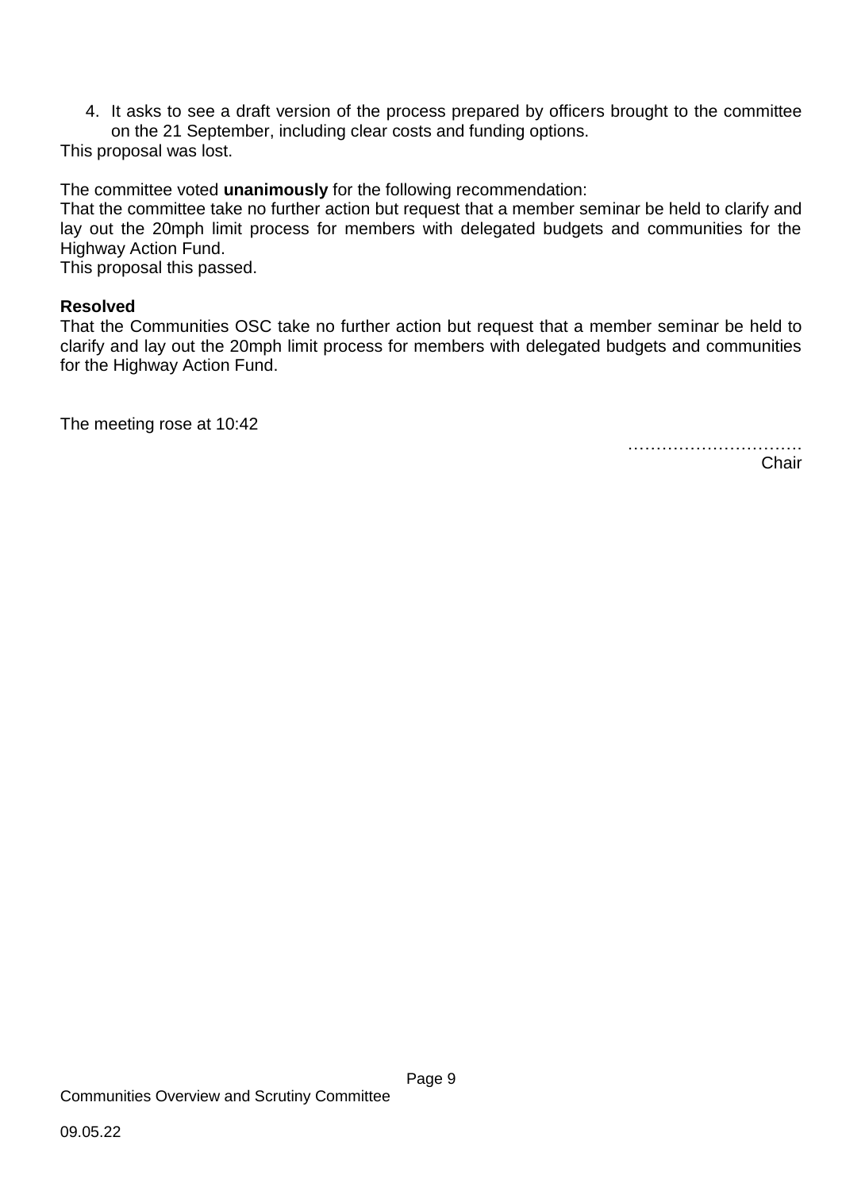4. It asks to see a draft version of the process prepared by officers brought to the committee on the 21 September, including clear costs and funding options.

This proposal was lost.

The committee voted **unanimously** for the following recommendation:

That the committee take no further action but request that a member seminar be held to clarify and lay out the 20mph limit process for members with delegated budgets and communities for the Highway Action Fund.

This proposal this passed.

**Resolved**

That the Communities OSC take no further action but request that a member seminar be held to clarify and lay out the 20mph limit process for members with delegated budgets and communities for the Highway Action Fund.

The meeting rose at 10:42

…………………………
Chair